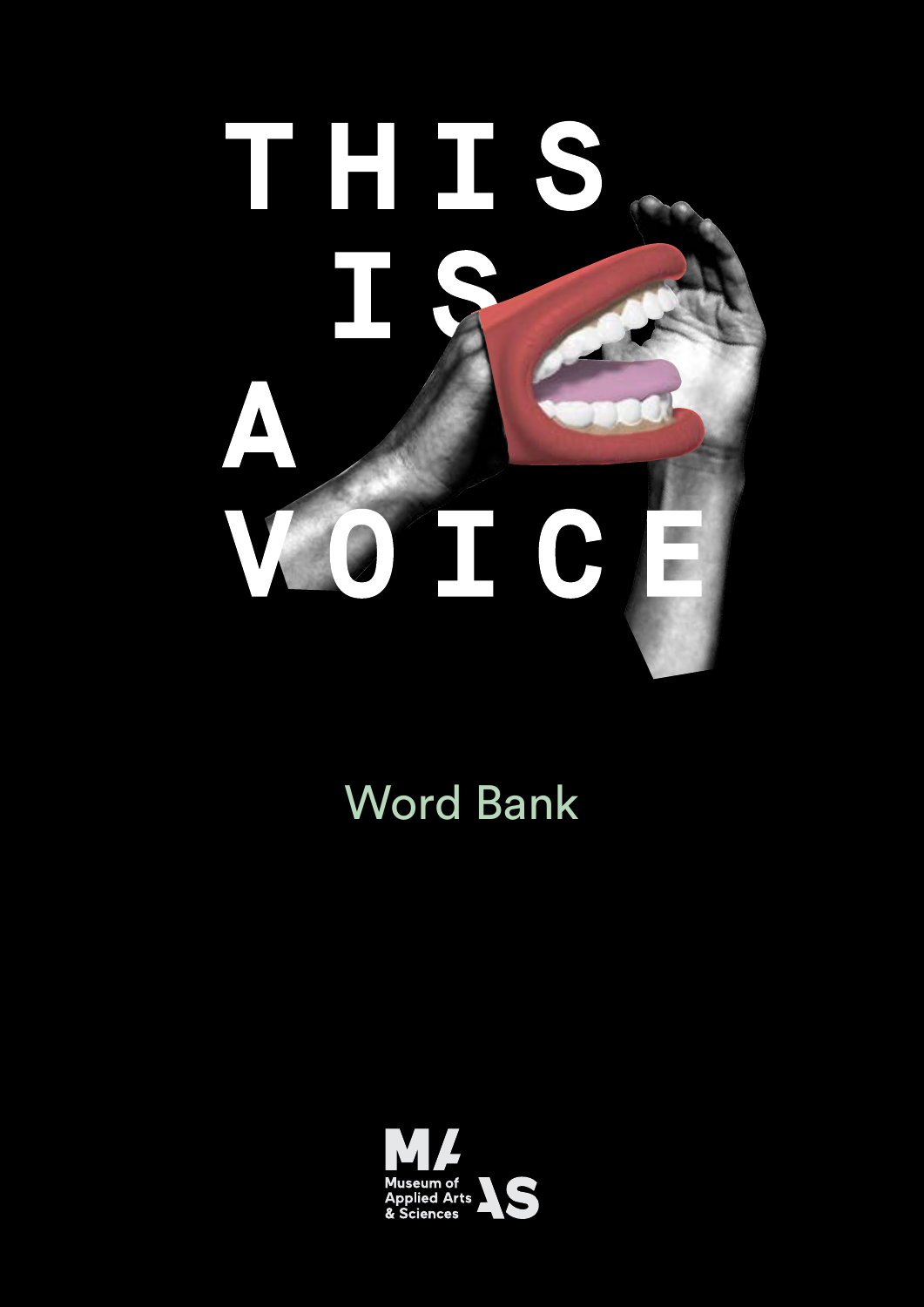# THIS IS A VOICE

## Word Bank

Museum of Applied Arts & Sciences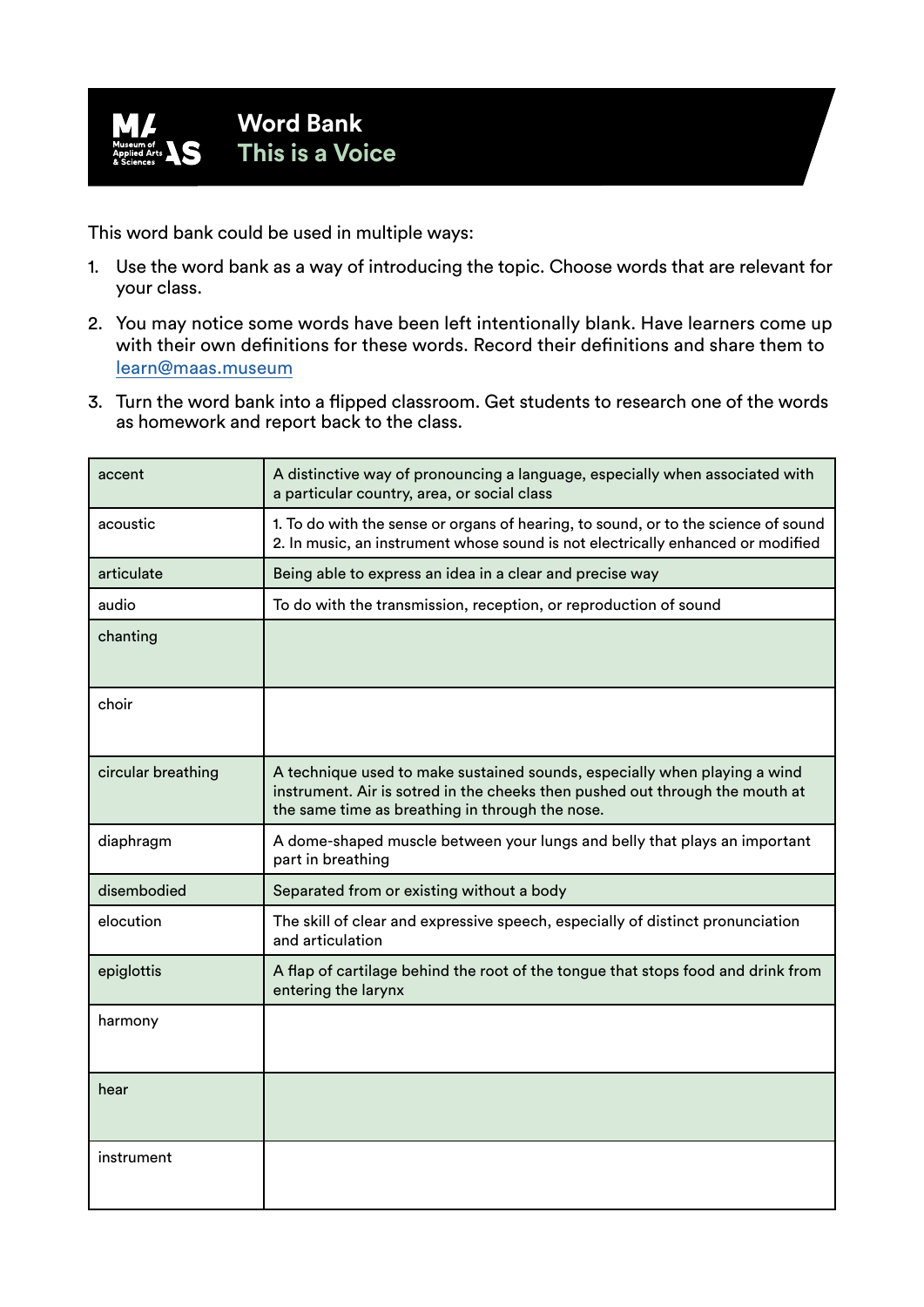# Word Bank
## This is a Voice

This word bank could be used in multiple ways:

1. Use the word bank as a way of introducing the topic. Choose words that are relevant for your class.
2. You may notice some words have been left intentionally blank. Have learners come up with their own definitions for these words. Record their definitions and share them to learn@maas.museum
3. Turn the word bank into a flipped classroom. Get students to research one of the words as homework and report back to the class.

| | |
|---|---|
| accent | A distinctive way of pronouncing a language, especially when associated with a particular country, area, or social class |
| acoustic | 1. To do with the sense or organs of hearing, to sound, or to the science of sound<br>2. In music, an instrument whose sound is not electrically enhanced or modified |
| articulate | Being able to express an idea in a clear and precise way |
| audio | To do with the transmission, reception, or reproduction of sound |
| chanting | |
| choir | |
| circular breathing | A technique used to make sustained sounds, especially when playing a wind instrument. Air is sotred in the cheeks then pushed out through the mouth at the same time as breathing in through the nose. |
| diaphragm | A dome-shaped muscle between your lungs and belly that plays an important part in breathing |
| disembodied | Separated from or existing without a body |
| elocution | The skill of clear and expressive speech, especially of distinct pronunciation and articulation |
| epiglottis | A flap of cartilage behind the root of the tongue that stops food and drink from entering the larynx |
| harmony | |
| hear | |
| instrument | |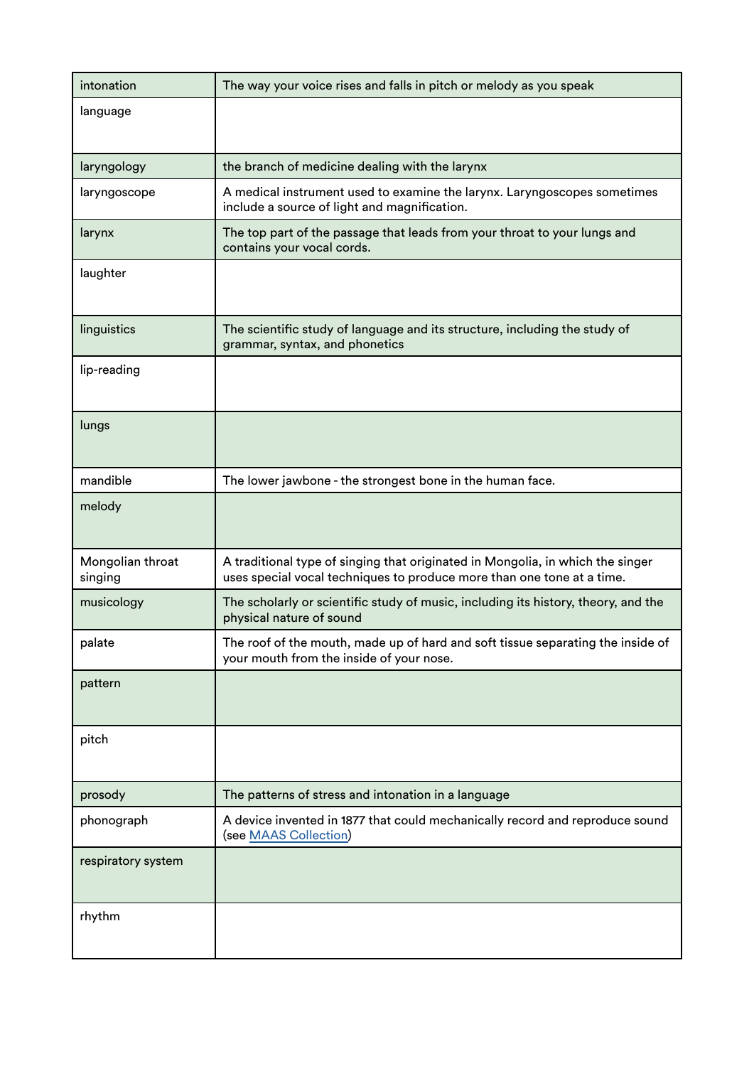| | |
|---|---|
| intonation | The way your voice rises and falls in pitch or melody as you speak |
| language | |
| laryngology | the branch of medicine dealing with the larynx |
| laryngoscope | A medical instrument used to examine the larynx. Laryngoscopes sometimes include a source of light and magnification. |
| larynx | The top part of the passage that leads from your throat to your lungs and contains your vocal cords. |
| laughter | |
| linguistics | The scientific study of language and its structure, including the study of grammar, syntax, and phonetics |
| lip-reading | |
| lungs | |
| mandible | The lower jawbone - the strongest bone in the human face. |
| melody | |
| Mongolian throat singing | A traditional type of singing that originated in Mongolia, in which the singer uses special vocal techniques to produce more than one tone at a time. |
| musicology | The scholarly or scientific study of music, including its history, theory, and the physical nature of sound |
| palate | The roof of the mouth, made up of hard and soft tissue separating the inside of your mouth from the inside of your nose. |
| pattern | |
| pitch | |
| prosody | The patterns of stress and intonation in a language |
| phonograph | A device invented in 1877 that could mechanically record and reproduce sound (see MAAS Collection) |
| respiratory system | |
| rhythm | |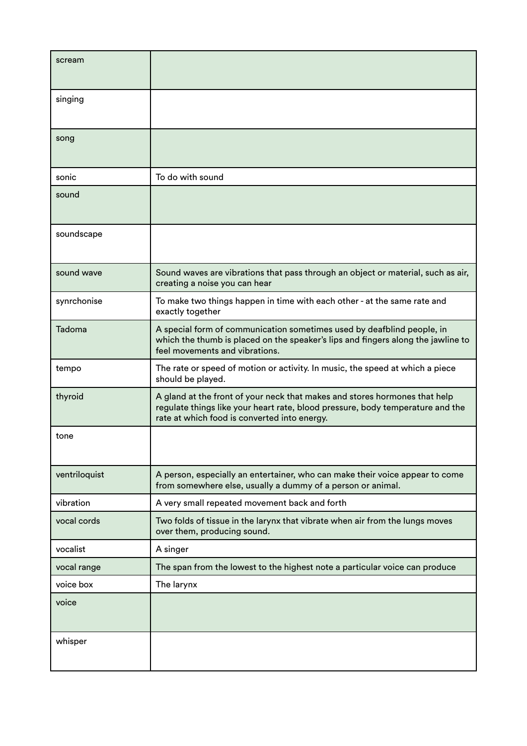| | |
|---|---|
| scream | |
| singing | |
| song | |
| sonic | To do with sound |
| sound | |
| soundscape | |
| sound wave | Sound waves are vibrations that pass through an object or material, such as air, creating a noise you can hear |
| synrchonise | To make two things happen in time with each other - at the same rate and exactly together |
| Tadoma | A special form of communication sometimes used by deafblind people, in which the thumb is placed on the speaker's lips and fingers along the jawline to feel movements and vibrations. |
| tempo | The rate or speed of motion or activity. In music, the speed at which a piece should be played. |
| thyroid | A gland at the front of your neck that makes and stores hormones that help regulate things like your heart rate, blood pressure, body temperature and the rate at which food is converted into energy. |
| tone | |
| ventriloquist | A person, especially an entertainer, who can make their voice appear to come from somewhere else, usually a dummy of a person or animal. |
| vibration | A very small repeated movement back and forth |
| vocal cords | Two folds of tissue in the larynx that vibrate when air from the lungs moves over them, producing sound. |
| vocalist | A singer |
| vocal range | The span from the lowest to the highest note a particular voice can produce |
| voice box | The larynx |
| voice | |
| whisper | |